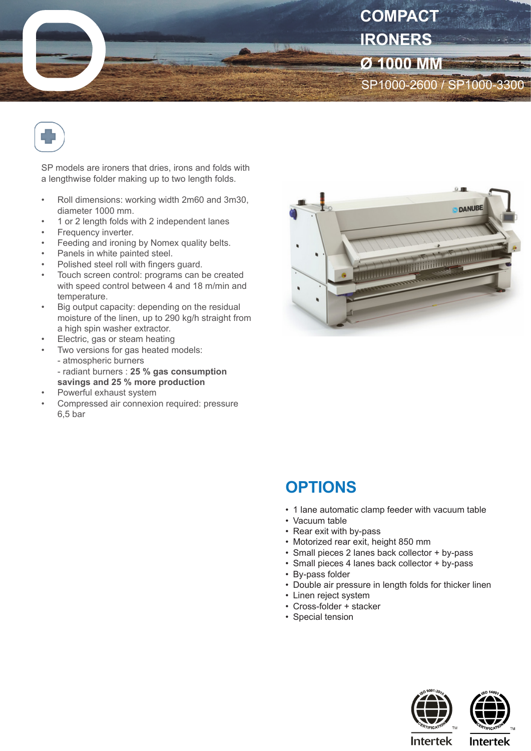# COMPACT IRONERS Ø 1000 MM

SP1000-2600 / SP1000-3300

SP models are ironers that dries, irons and folds with a lengthwise folder making up to two length folds.

- Roll dimensions: working width 2m60 and 3m30, diameter 1000 mm.
- 1 or 2 length folds with 2 independent lanes
- Frequency inverter.
- Feeding and ironing by Nomex quality belts.
- Panels in white painted steel.
- Polished steel roll with fingers guard.
- Touch screen control: programs can be created with speed control between 4 and 18 m/min and temperature.
- Big output capacity: depending on the residual moisture of the linen, up to 290 kg/h straight from a high spin washer extractor.
- Electric, gas or steam heating
- Two versions for gas heated models:
  - atmospheric burners
  - radiant burners : **25 % gas consumption savings and 25 % more production**
- Powerful exhaust system
- Compressed air connexion required: pressure 6,5 bar

## OPTIONS

- 1 lane automatic clamp feeder with vacuum table
- Vacuum table
- Rear exit with by-pass
- Motorized rear exit, height 850 mm
- Small pieces 2 lanes back collector + by-pass
- Small pieces 4 lanes back collector + by-pass
- By-pass folder
- Double air pressure in length folds for thicker linen
- Linen reject system
- Cross-folder + stacker
- Special tension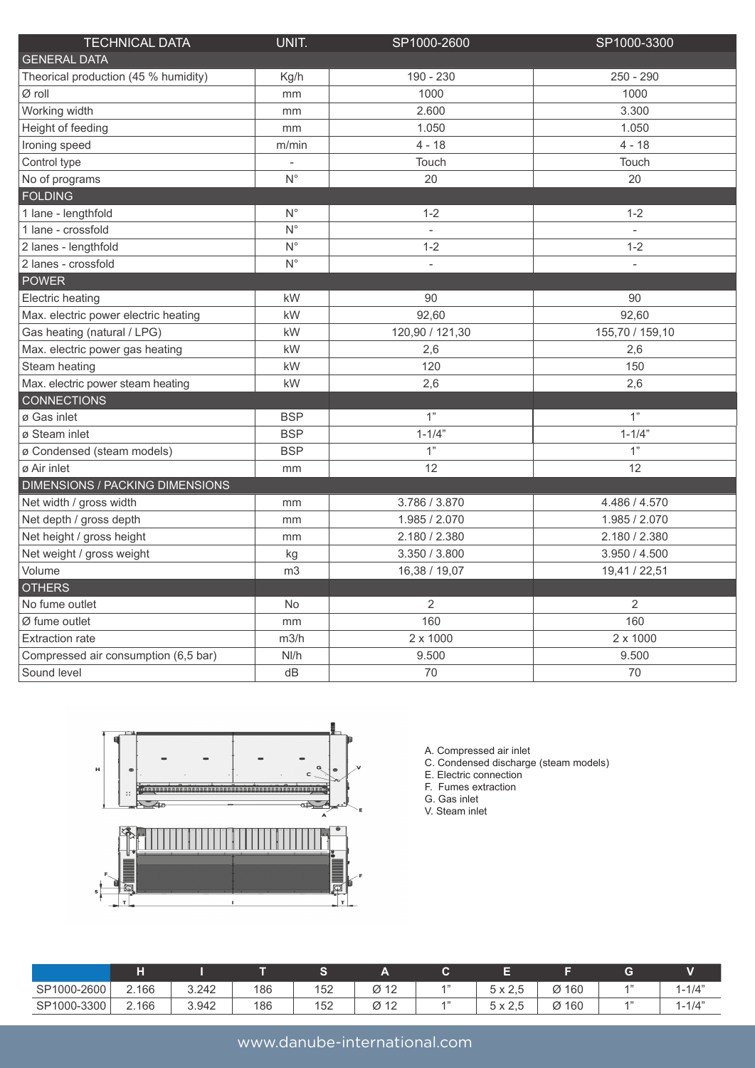| TECHNICAL DATA | UNIT. | SP1000-2600 | SP1000-3300 |
|---|---|---|---|
| **GENERAL DATA** | | | |
| Theorical production (45 % humidity) | Kg/h | 190 - 230 | 250 - 290 |
| Ø roll | mm | 1000 | 1000 |
| Working width | mm | 2.600 | 3.300 |
| Height of feeding | mm | 1.050 | 1.050 |
| Ironing speed | m/min | 4 - 18 | 4 - 18 |
| Control type | - | Touch | Touch |
| No of programs | N° | 20 | 20 |
| **FOLDING** | | | |
| 1 lane - lengthfold | N° | 1-2 | 1-2 |
| 1 lane - crossfold | N° | - | - |
| 2 lanes - lengthfold | N° | 1-2 | 1-2 |
| 2 lanes - crossfold | N° | - | - |
| **POWER** | | | |
| Electric heating | kW | 90 | 90 |
| Max. electric power electric heating | kW | 92,60 | 92,60 |
| Gas heating (natural / LPG) | kW | 120,90 / 121,30 | 155,70 / 159,10 |
| Max. electric power gas heating | kW | 2,6 | 2,6 |
| Steam heating | kW | 120 | 150 |
| Max. electric power steam heating | kW | 2,6 | 2,6 |
| **CONNECTIONS** | | | |
| ø Gas inlet | BSP | 1” | 1” |
| ø Steam inlet | BSP | 1-1/4” | 1-1/4” |
| ø Condensed (steam models) | BSP | 1” | 1” |
| ø Air inlet | mm | 12 | 12 |
| **DIMENSIONS / PACKING DIMENSIONS** | | | |
| Net width / gross width | mm | 3.786 / 3.870 | 4.486 / 4.570 |
| Net depth / gross depth | mm | 1.985 / 2.070 | 1.985 / 2.070 |
| Net height / gross height | mm | 2.180 / 2.380 | 2.180 / 2.380 |
| Net weight / gross weight | kg | 3.350 / 3.800 | 3.950 / 4.500 |
| Volume | m3 | 16,38 / 19,07 | 19,41 / 22,51 |
| **OTHERS** | | | |
| No fume outlet | No | 2 | 2 |
| Ø fume outlet | mm | 160 | 160 |
| Extraction rate | m3/h | 2 x 1000 | 2 x 1000 |
| Compressed air consumption (6,5 bar) | Nl/h | 9.500 | 9.500 |
| Sound level | dB | 70 | 70 |

A. Compressed air inlet
C. Condensed discharge (steam models)
E. Electric connection
F. Fumes extraction
G. Gas inlet
V. Steam inlet

| | H | I | T | S | A | C | E | F | G | V |
|---|---|---|---|---|---|---|---|---|---|---|
| SP1000-2600 | 2.166 | 3.242 | 186 | 152 | Ø 12 | 1” | 5 x 2,5 | Ø 160 | 1” | 1-1/4” |
| SP1000-3300 | 2.166 | 3.942 | 186 | 152 | Ø 12 | 1” | 5 x 2,5 | Ø 160 | 1” | 1-1/4” |

www.danube-international.com